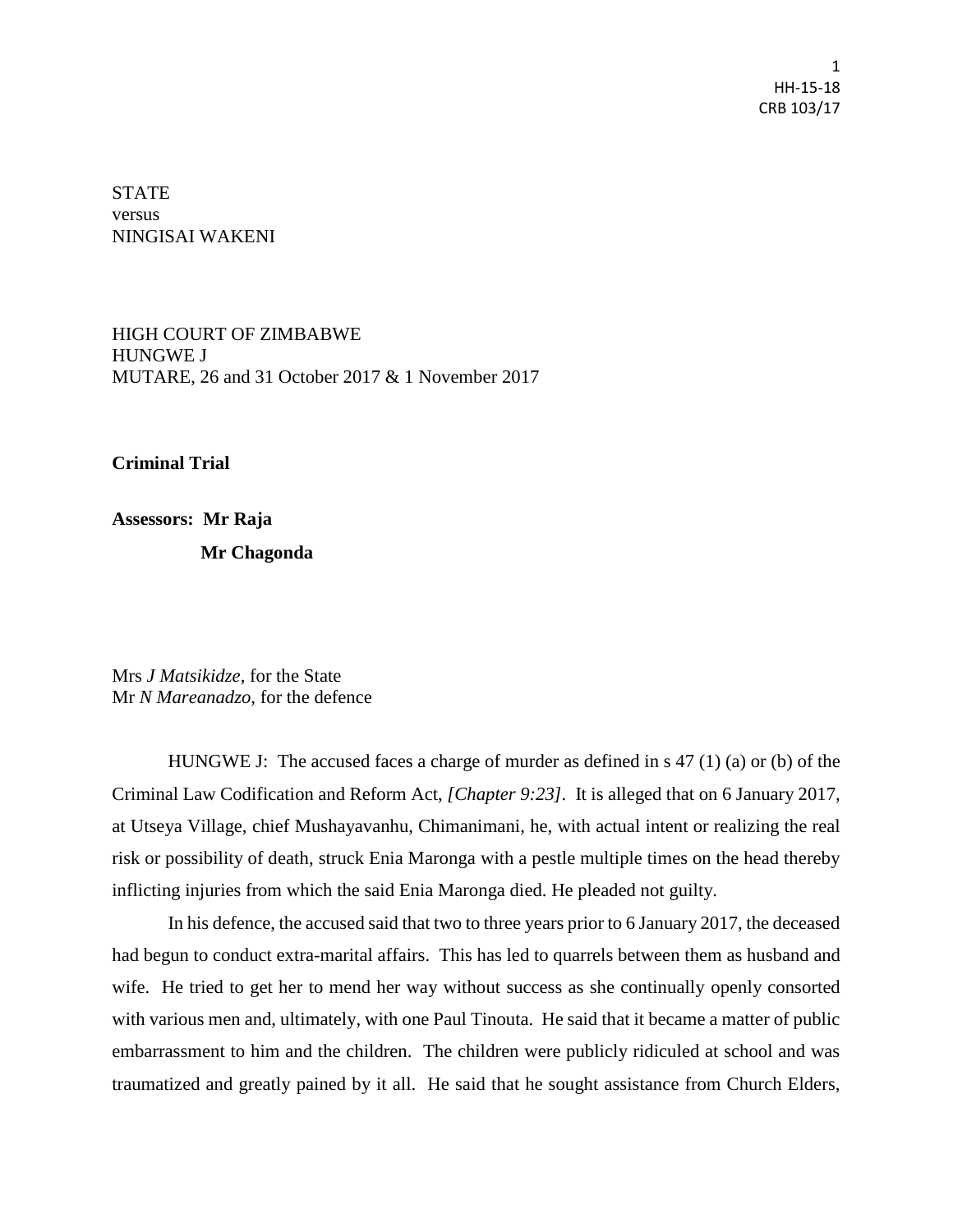STATE
versus
NINGISAI WAKENI

HIGH COURT OF ZIMBABWE
HUNGWE J
MUTARE, 26 and 31 October 2017 & 1 November 2017

**Criminal Trial**

**Assessors: Mr Raja**

**Mr Chagonda**

Mrs *J Matsikidze*, for the State
Mr *N Mareanadzo*, for the defence

HUNGWE J: The accused faces a charge of murder as defined in s 47 (1) (a) or (b) of the Criminal Law Codification and Reform Act, *[Chapter 9:23]*. It is alleged that on 6 January 2017, at Utseya Village, chief Mushayavanhu, Chimanimani, he, with actual intent or realizing the real risk or possibility of death, struck Enia Maronga with a pestle multiple times on the head thereby inflicting injuries from which the said Enia Maronga died. He pleaded not guilty.

In his defence, the accused said that two to three years prior to 6 January 2017, the deceased had begun to conduct extra-marital affairs. This has led to quarrels between them as husband and wife. He tried to get her to mend her way without success as she continually openly consorted with various men and, ultimately, with one Paul Tinouta. He said that it became a matter of public embarrassment to him and the children. The children were publicly ridiculed at school and was traumatized and greatly pained by it all. He said that he sought assistance from Church Elders,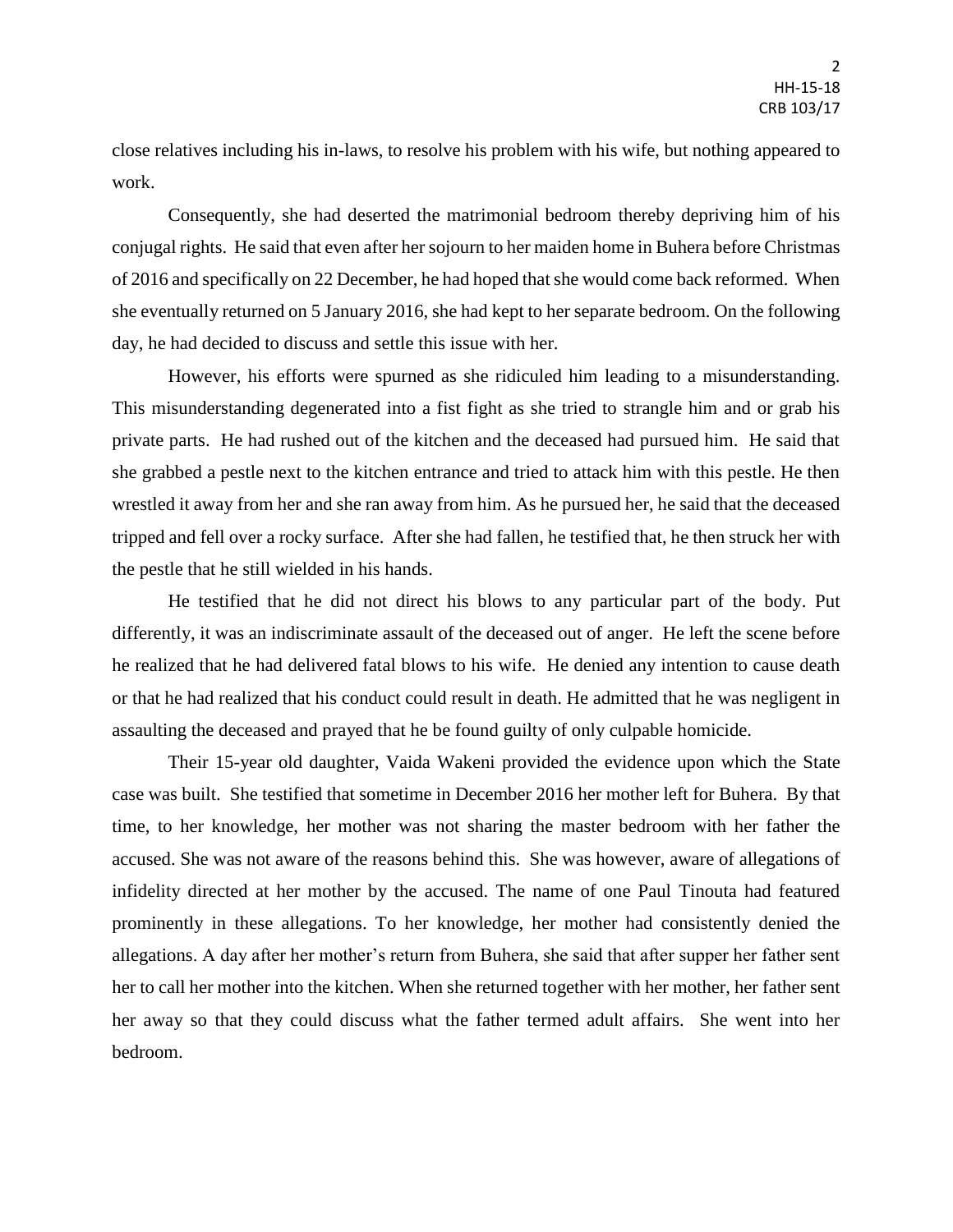close relatives including his in-laws, to resolve his problem with his wife, but nothing appeared to work.

Consequently, she had deserted the matrimonial bedroom thereby depriving him of his conjugal rights. He said that even after her sojourn to her maiden home in Buhera before Christmas of 2016 and specifically on 22 December, he had hoped that she would come back reformed. When she eventually returned on 5 January 2016, she had kept to her separate bedroom. On the following day, he had decided to discuss and settle this issue with her.

However, his efforts were spurned as she ridiculed him leading to a misunderstanding. This misunderstanding degenerated into a fist fight as she tried to strangle him and or grab his private parts. He had rushed out of the kitchen and the deceased had pursued him. He said that she grabbed a pestle next to the kitchen entrance and tried to attack him with this pestle. He then wrestled it away from her and she ran away from him. As he pursued her, he said that the deceased tripped and fell over a rocky surface. After she had fallen, he testified that, he then struck her with the pestle that he still wielded in his hands.

He testified that he did not direct his blows to any particular part of the body. Put differently, it was an indiscriminate assault of the deceased out of anger. He left the scene before he realized that he had delivered fatal blows to his wife. He denied any intention to cause death or that he had realized that his conduct could result in death. He admitted that he was negligent in assaulting the deceased and prayed that he be found guilty of only culpable homicide.

Their 15-year old daughter, Vaida Wakeni provided the evidence upon which the State case was built. She testified that sometime in December 2016 her mother left for Buhera. By that time, to her knowledge, her mother was not sharing the master bedroom with her father the accused. She was not aware of the reasons behind this. She was however, aware of allegations of infidelity directed at her mother by the accused. The name of one Paul Tinouta had featured prominently in these allegations. To her knowledge, her mother had consistently denied the allegations. A day after her mother's return from Buhera, she said that after supper her father sent her to call her mother into the kitchen. When she returned together with her mother, her father sent her away so that they could discuss what the father termed adult affairs. She went into her bedroom.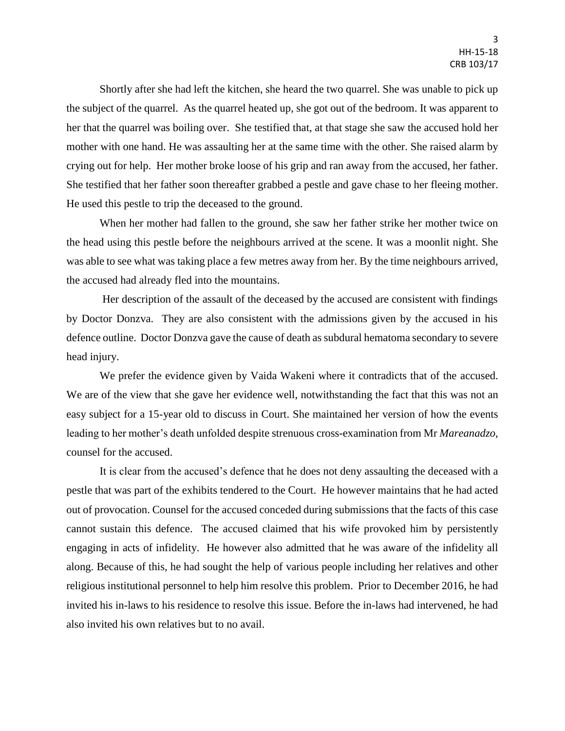Shortly after she had left the kitchen, she heard the two quarrel. She was unable to pick up the subject of the quarrel. As the quarrel heated up, she got out of the bedroom. It was apparent to her that the quarrel was boiling over. She testified that, at that stage she saw the accused hold her mother with one hand. He was assaulting her at the same time with the other. She raised alarm by crying out for help. Her mother broke loose of his grip and ran away from the accused, her father. She testified that her father soon thereafter grabbed a pestle and gave chase to her fleeing mother. He used this pestle to trip the deceased to the ground.

When her mother had fallen to the ground, she saw her father strike her mother twice on the head using this pestle before the neighbours arrived at the scene. It was a moonlit night. She was able to see what was taking place a few metres away from her. By the time neighbours arrived, the accused had already fled into the mountains.

Her description of the assault of the deceased by the accused are consistent with findings by Doctor Donzva. They are also consistent with the admissions given by the accused in his defence outline. Doctor Donzva gave the cause of death as subdural hematoma secondary to severe head injury.

We prefer the evidence given by Vaida Wakeni where it contradicts that of the accused. We are of the view that she gave her evidence well, notwithstanding the fact that this was not an easy subject for a 15-year old to discuss in Court. She maintained her version of how the events leading to her mother's death unfolded despite strenuous cross-examination from Mr *Mareanadzo*, counsel for the accused.

It is clear from the accused's defence that he does not deny assaulting the deceased with a pestle that was part of the exhibits tendered to the Court. He however maintains that he had acted out of provocation. Counsel for the accused conceded during submissions that the facts of this case cannot sustain this defence. The accused claimed that his wife provoked him by persistently engaging in acts of infidelity. He however also admitted that he was aware of the infidelity all along. Because of this, he had sought the help of various people including her relatives and other religious institutional personnel to help him resolve this problem. Prior to December 2016, he had invited his in-laws to his residence to resolve this issue. Before the in-laws had intervened, he had also invited his own relatives but to no avail.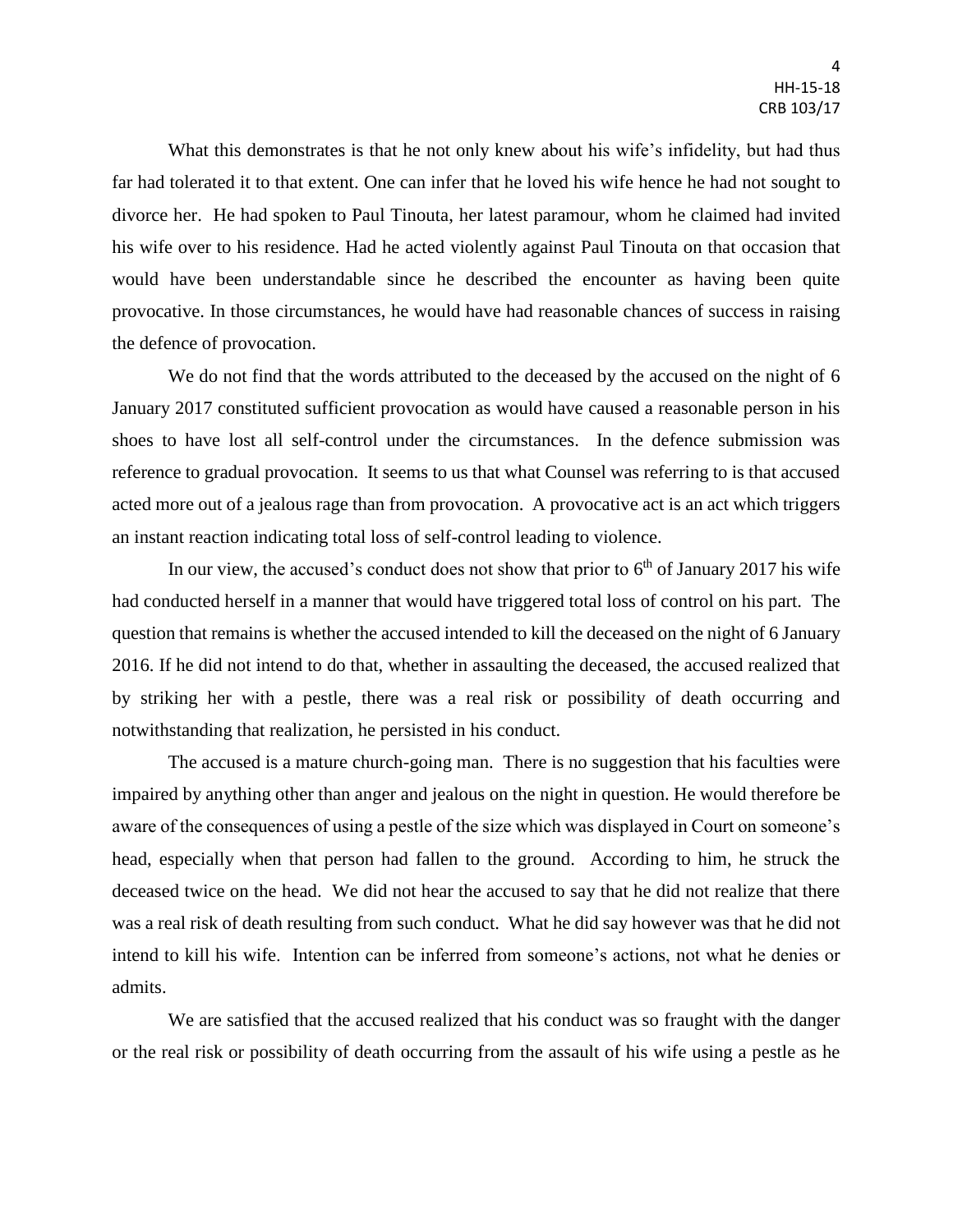What this demonstrates is that he not only knew about his wife's infidelity, but had thus far had tolerated it to that extent. One can infer that he loved his wife hence he had not sought to divorce her. He had spoken to Paul Tinouta, her latest paramour, whom he claimed had invited his wife over to his residence. Had he acted violently against Paul Tinouta on that occasion that would have been understandable since he described the encounter as having been quite provocative. In those circumstances, he would have had reasonable chances of success in raising the defence of provocation.

We do not find that the words attributed to the deceased by the accused on the night of 6 January 2017 constituted sufficient provocation as would have caused a reasonable person in his shoes to have lost all self-control under the circumstances. In the defence submission was reference to gradual provocation. It seems to us that what Counsel was referring to is that accused acted more out of a jealous rage than from provocation. A provocative act is an act which triggers an instant reaction indicating total loss of self-control leading to violence.

In our view, the accused's conduct does not show that prior to 6th of January 2017 his wife had conducted herself in a manner that would have triggered total loss of control on his part. The question that remains is whether the accused intended to kill the deceased on the night of 6 January 2016. If he did not intend to do that, whether in assaulting the deceased, the accused realized that by striking her with a pestle, there was a real risk or possibility of death occurring and notwithstanding that realization, he persisted in his conduct.

The accused is a mature church-going man. There is no suggestion that his faculties were impaired by anything other than anger and jealous on the night in question. He would therefore be aware of the consequences of using a pestle of the size which was displayed in Court on someone's head, especially when that person had fallen to the ground. According to him, he struck the deceased twice on the head. We did not hear the accused to say that he did not realize that there was a real risk of death resulting from such conduct. What he did say however was that he did not intend to kill his wife. Intention can be inferred from someone's actions, not what he denies or admits.

We are satisfied that the accused realized that his conduct was so fraught with the danger or the real risk or possibility of death occurring from the assault of his wife using a pestle as he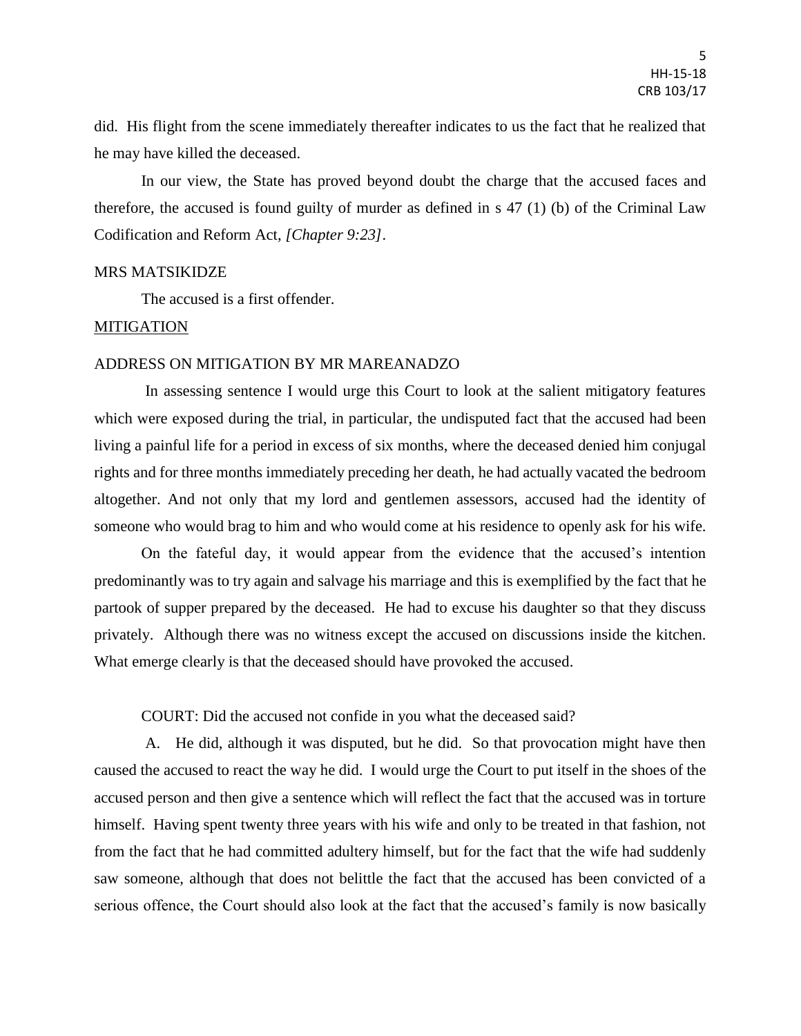did. His flight from the scene immediately thereafter indicates to us the fact that he realized that he may have killed the deceased.

In our view, the State has proved beyond doubt the charge that the accused faces and therefore, the accused is found guilty of murder as defined in s 47 (1) (b) of the Criminal Law Codification and Reform Act, *[Chapter 9:23]*.

MRS MATSIKIDZE

The accused is a first offender.

MITIGATION

ADDRESS ON MITIGATION BY MR MAREANADZO

In assessing sentence I would urge this Court to look at the salient mitigatory features which were exposed during the trial, in particular, the undisputed fact that the accused had been living a painful life for a period in excess of six months, where the deceased denied him conjugal rights and for three months immediately preceding her death, he had actually vacated the bedroom altogether. And not only that my lord and gentlemen assessors, accused had the identity of someone who would brag to him and who would come at his residence to openly ask for his wife.

On the fateful day, it would appear from the evidence that the accused's intention predominantly was to try again and salvage his marriage and this is exemplified by the fact that he partook of supper prepared by the deceased. He had to excuse his daughter so that they discuss privately. Although there was no witness except the accused on discussions inside the kitchen. What emerge clearly is that the deceased should have provoked the accused.

COURT: Did the accused not confide in you what the deceased said?

A. He did, although it was disputed, but he did. So that provocation might have then caused the accused to react the way he did. I would urge the Court to put itself in the shoes of the accused person and then give a sentence which will reflect the fact that the accused was in torture himself. Having spent twenty three years with his wife and only to be treated in that fashion, not from the fact that he had committed adultery himself, but for the fact that the wife had suddenly saw someone, although that does not belittle the fact that the accused has been convicted of a serious offence, the Court should also look at the fact that the accused's family is now basically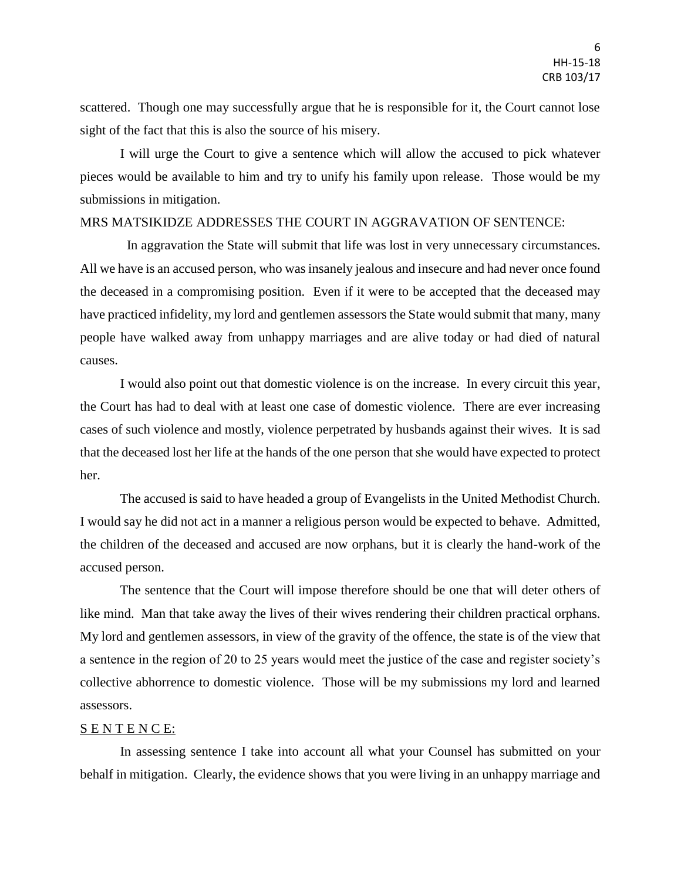scattered. Though one may successfully argue that he is responsible for it, the Court cannot lose sight of the fact that this is also the source of his misery.

I will urge the Court to give a sentence which will allow the accused to pick whatever pieces would be available to him and try to unify his family upon release. Those would be my submissions in mitigation.

MRS MATSIKIDZE ADDRESSES THE COURT IN AGGRAVATION OF SENTENCE:

In aggravation the State will submit that life was lost in very unnecessary circumstances. All we have is an accused person, who was insanely jealous and insecure and had never once found the deceased in a compromising position. Even if it were to be accepted that the deceased may have practiced infidelity, my lord and gentlemen assessors the State would submit that many, many people have walked away from unhappy marriages and are alive today or had died of natural causes.

I would also point out that domestic violence is on the increase. In every circuit this year, the Court has had to deal with at least one case of domestic violence. There are ever increasing cases of such violence and mostly, violence perpetrated by husbands against their wives. It is sad that the deceased lost her life at the hands of the one person that she would have expected to protect her.

The accused is said to have headed a group of Evangelists in the United Methodist Church. I would say he did not act in a manner a religious person would be expected to behave. Admitted, the children of the deceased and accused are now orphans, but it is clearly the hand-work of the accused person.

The sentence that the Court will impose therefore should be one that will deter others of like mind. Man that take away the lives of their wives rendering their children practical orphans. My lord and gentlemen assessors, in view of the gravity of the offence, the state is of the view that a sentence in the region of 20 to 25 years would meet the justice of the case and register society's collective abhorrence to domestic violence. Those will be my submissions my lord and learned assessors.

S E N T E N C E:

In assessing sentence I take into account all what your Counsel has submitted on your behalf in mitigation. Clearly, the evidence shows that you were living in an unhappy marriage and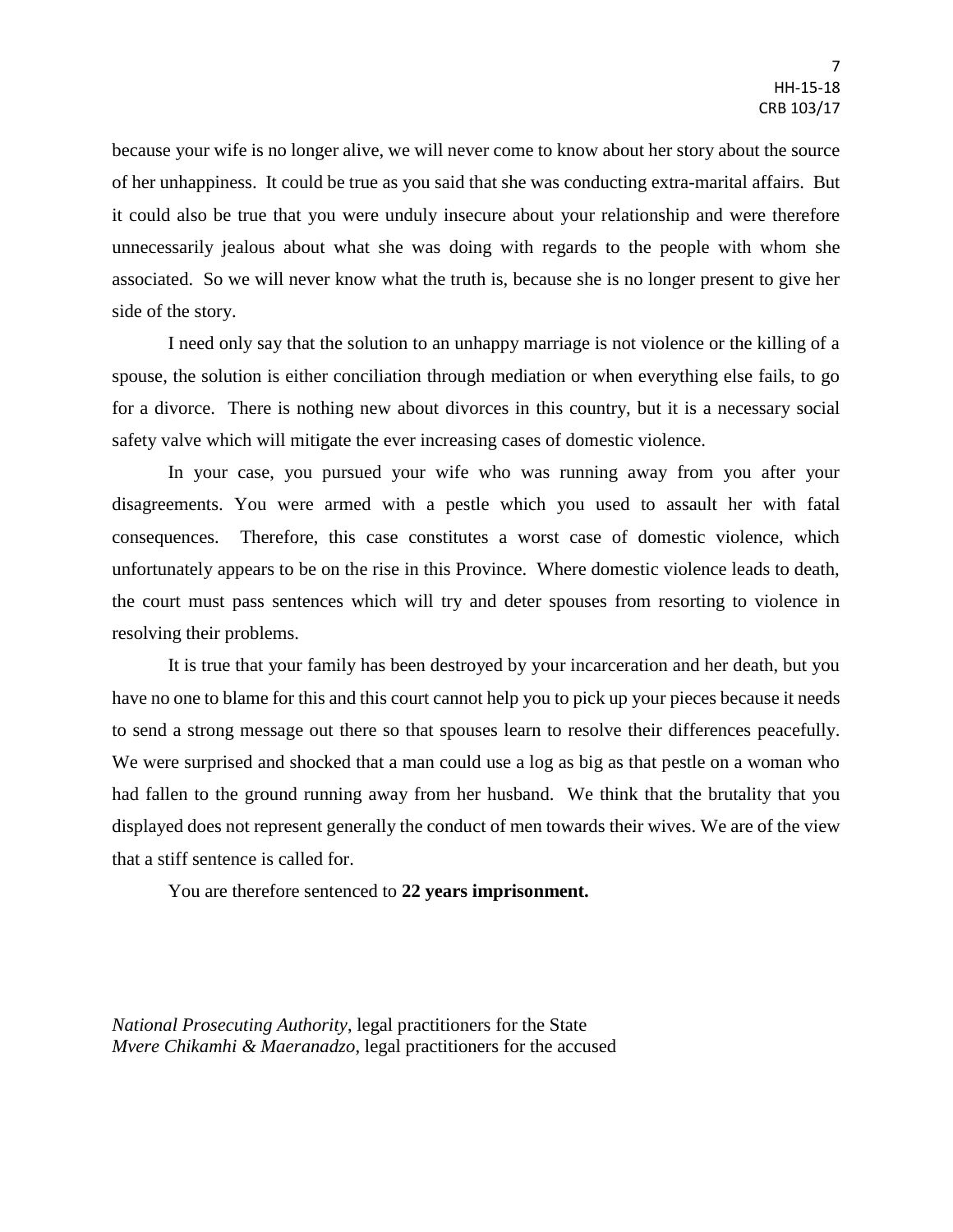because your wife is no longer alive, we will never come to know about her story about the source of her unhappiness. It could be true as you said that she was conducting extra-marital affairs. But it could also be true that you were unduly insecure about your relationship and were therefore unnecessarily jealous about what she was doing with regards to the people with whom she associated. So we will never know what the truth is, because she is no longer present to give her side of the story.

I need only say that the solution to an unhappy marriage is not violence or the killing of a spouse, the solution is either conciliation through mediation or when everything else fails, to go for a divorce. There is nothing new about divorces in this country, but it is a necessary social safety valve which will mitigate the ever increasing cases of domestic violence.

In your case, you pursued your wife who was running away from you after your disagreements. You were armed with a pestle which you used to assault her with fatal consequences. Therefore, this case constitutes a worst case of domestic violence, which unfortunately appears to be on the rise in this Province. Where domestic violence leads to death, the court must pass sentences which will try and deter spouses from resorting to violence in resolving their problems.

It is true that your family has been destroyed by your incarceration and her death, but you have no one to blame for this and this court cannot help you to pick up your pieces because it needs to send a strong message out there so that spouses learn to resolve their differences peacefully. We were surprised and shocked that a man could use a log as big as that pestle on a woman who had fallen to the ground running away from her husband. We think that the brutality that you displayed does not represent generally the conduct of men towards their wives. We are of the view that a stiff sentence is called for.

You are therefore sentenced to **22 years imprisonment.**

*National Prosecuting Authority*, legal practitioners for the State
*Mvere Chikamhi & Maeranadzo*, legal practitioners for the accused